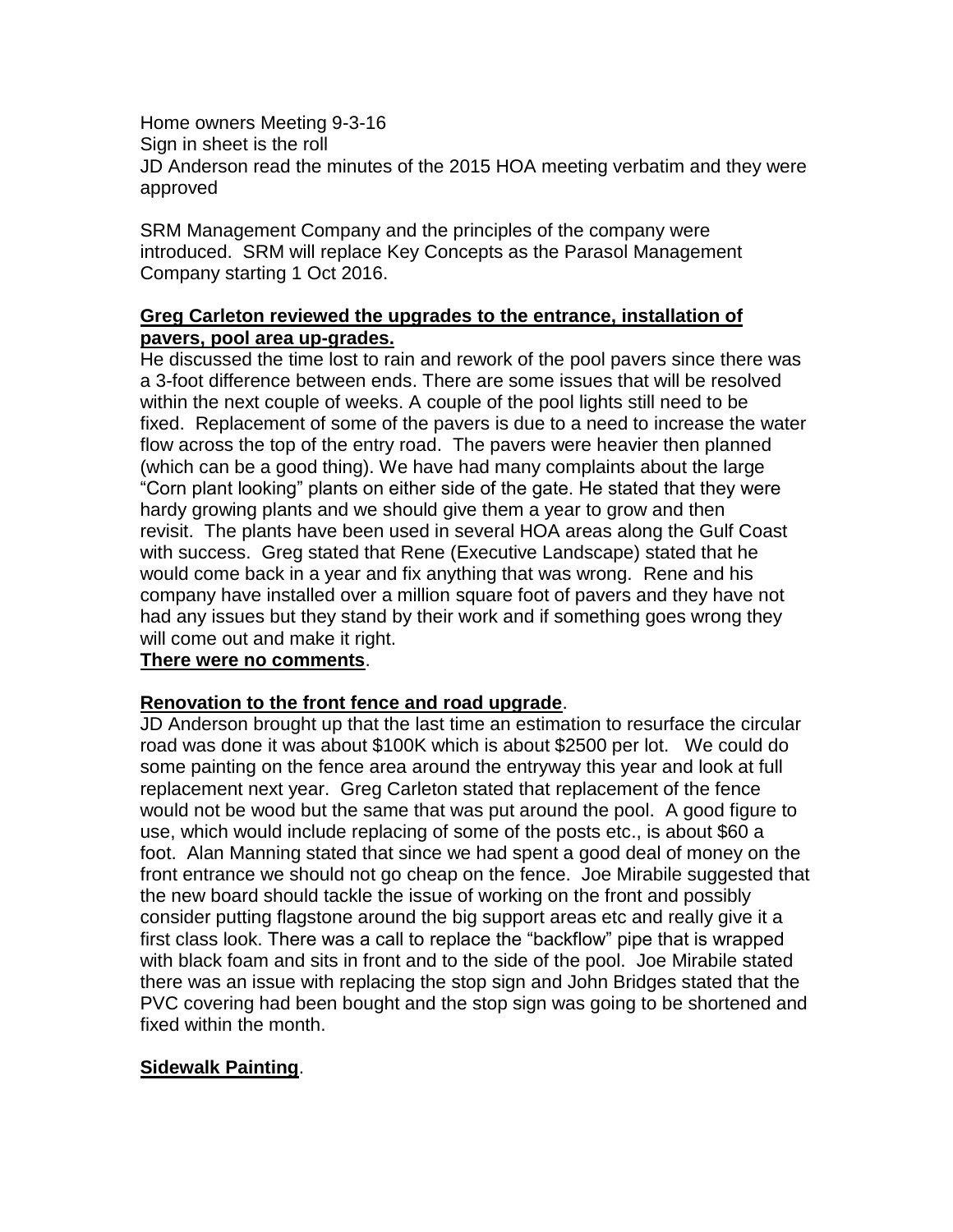Home owners Meeting 9-3-16
Sign in sheet is the roll
JD Anderson read the minutes of the 2015 HOA meeting verbatim and they were approved

SRM Management Company and the principles of the company were introduced. SRM will replace Key Concepts as the Parasol Management Company starting 1 Oct 2016.

**Greg Carleton reviewed the upgrades to the entrance, installation of pavers, pool area up-grades.**
He discussed the time lost to rain and rework of the pool pavers since there was a 3-foot difference between ends. There are some issues that will be resolved within the next couple of weeks. A couple of the pool lights still need to be fixed. Replacement of some of the pavers is due to a need to increase the water flow across the top of the entry road. The pavers were heavier then planned (which can be a good thing). We have had many complaints about the large "Corn plant looking" plants on either side of the gate. He stated that they were hardy growing plants and we should give them a year to grow and then revisit. The plants have been used in several HOA areas along the Gulf Coast with success. Greg stated that Rene (Executive Landscape) stated that he would come back in a year and fix anything that was wrong. Rene and his company have installed over a million square foot of pavers and they have not had any issues but they stand by their work and if something goes wrong they will come out and make it right.
**There were no comments**.

**Renovation to the front fence and road upgrade**.
JD Anderson brought up that the last time an estimation to resurface the circular road was done it was about $100K which is about $2500 per lot. We could do some painting on the fence area around the entryway this year and look at full replacement next year. Greg Carleton stated that replacement of the fence would not be wood but the same that was put around the pool. A good figure to use, which would include replacing of some of the posts etc., is about $60 a foot. Alan Manning stated that since we had spent a good deal of money on the front entrance we should not go cheap on the fence. Joe Mirabile suggested that the new board should tackle the issue of working on the front and possibly consider putting flagstone around the big support areas etc and really give it a first class look. There was a call to replace the "backflow" pipe that is wrapped with black foam and sits in front and to the side of the pool. Joe Mirabile stated there was an issue with replacing the stop sign and John Bridges stated that the PVC covering had been bought and the stop sign was going to be shortened and fixed within the month.

**Sidewalk Painting**.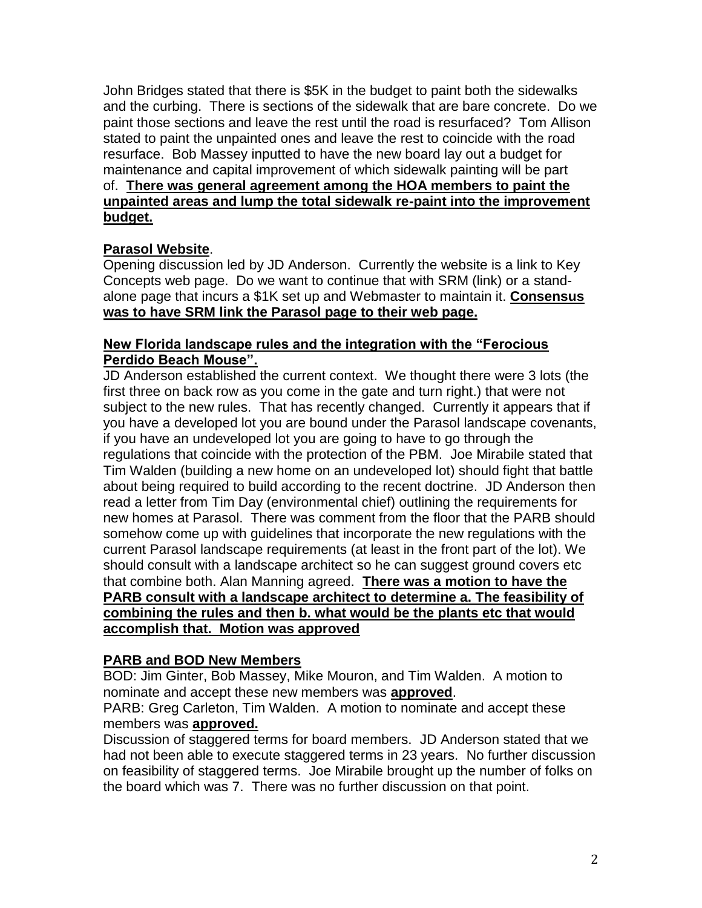John Bridges stated that there is $5K in the budget to paint both the sidewalks and the curbing. There is sections of the sidewalk that are bare concrete. Do we paint those sections and leave the rest until the road is resurfaced? Tom Allison stated to paint the unpainted ones and leave the rest to coincide with the road resurface. Bob Massey inputted to have the new board lay out a budget for maintenance and capital improvement of which sidewalk painting will be part of. **There was general agreement among the HOA members to paint the unpainted areas and lump the total sidewalk re-paint into the improvement budget.**

**Parasol Website**.

Opening discussion led by JD Anderson. Currently the website is a link to Key Concepts web page. Do we want to continue that with SRM (link) or a stand-alone page that incurs a $1K set up and Webmaster to maintain it. **Consensus was to have SRM link the Parasol page to their web page.**

**New Florida landscape rules and the integration with the "Ferocious Perdido Beach Mouse".**

JD Anderson established the current context. We thought there were 3 lots (the first three on back row as you come in the gate and turn right.) that were not subject to the new rules. That has recently changed. Currently it appears that if you have a developed lot you are bound under the Parasol landscape covenants, if you have an undeveloped lot you are going to have to go through the regulations that coincide with the protection of the PBM. Joe Mirabile stated that Tim Walden (building a new home on an undeveloped lot) should fight that battle about being required to build according to the recent doctrine. JD Anderson then read a letter from Tim Day (environmental chief) outlining the requirements for new homes at Parasol. There was comment from the floor that the PARB should somehow come up with guidelines that incorporate the new regulations with the current Parasol landscape requirements (at least in the front part of the lot). We should consult with a landscape architect so he can suggest ground covers etc that combine both. Alan Manning agreed. **There was a motion to have the PARB consult with a landscape architect to determine a. The feasibility of combining the rules and then b. what would be the plants etc that would accomplish that. Motion was approved**

**PARB and BOD New Members**

BOD: Jim Ginter, Bob Massey, Mike Mouron, and Tim Walden. A motion to nominate and accept these new members was **approved**.

PARB: Greg Carleton, Tim Walden. A motion to nominate and accept these members was **approved.**

Discussion of staggered terms for board members. JD Anderson stated that we had not been able to execute staggered terms in 23 years. No further discussion on feasibility of staggered terms. Joe Mirabile brought up the number of folks on the board which was 7. There was no further discussion on that point.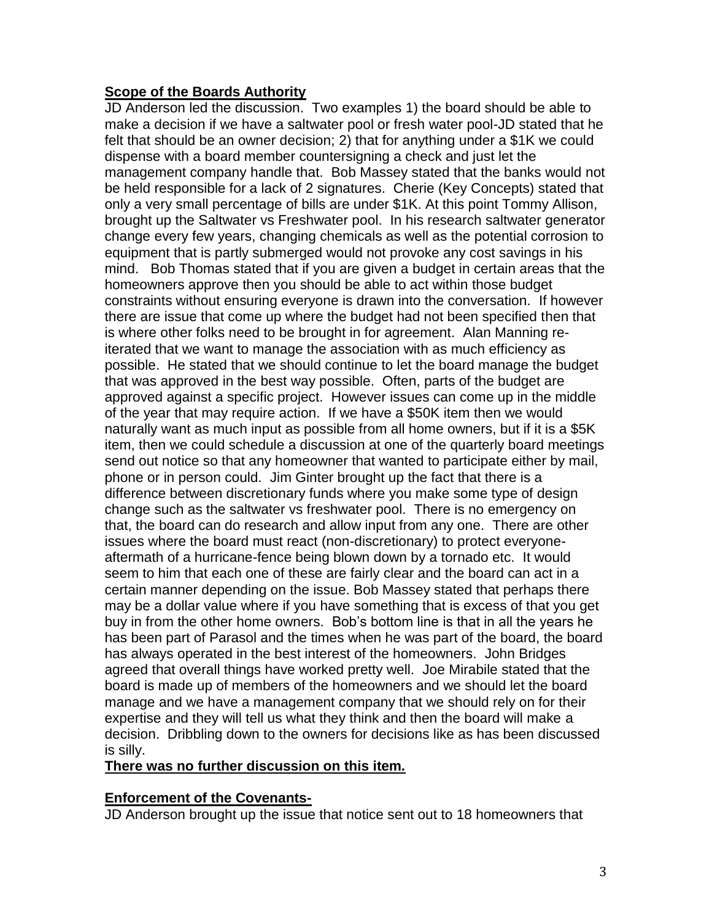**Scope of the Boards Authority**

JD Anderson led the discussion. Two examples 1) the board should be able to make a decision if we have a saltwater pool or fresh water pool-JD stated that he felt that should be an owner decision; 2) that for anything under a $1K we could dispense with a board member countersigning a check and just let the management company handle that. Bob Massey stated that the banks would not be held responsible for a lack of 2 signatures. Cherie (Key Concepts) stated that only a very small percentage of bills are under $1K. At this point Tommy Allison, brought up the Saltwater vs Freshwater pool. In his research saltwater generator change every few years, changing chemicals as well as the potential corrosion to equipment that is partly submerged would not provoke any cost savings in his mind. Bob Thomas stated that if you are given a budget in certain areas that the homeowners approve then you should be able to act within those budget constraints without ensuring everyone is drawn into the conversation. If however there are issue that come up where the budget had not been specified then that is where other folks need to be brought in for agreement. Alan Manning re-iterated that we want to manage the association with as much efficiency as possible. He stated that we should continue to let the board manage the budget that was approved in the best way possible. Often, parts of the budget are approved against a specific project. However issues can come up in the middle of the year that may require action. If we have a $50K item then we would naturally want as much input as possible from all home owners, but if it is a $5K item, then we could schedule a discussion at one of the quarterly board meetings send out notice so that any homeowner that wanted to participate either by mail, phone or in person could. Jim Ginter brought up the fact that there is a difference between discretionary funds where you make some type of design change such as the saltwater vs freshwater pool. There is no emergency on that, the board can do research and allow input from any one. There are other issues where the board must react (non-discretionary) to protect everyone-aftermath of a hurricane-fence being blown down by a tornado etc. It would seem to him that each one of these are fairly clear and the board can act in a certain manner depending on the issue. Bob Massey stated that perhaps there may be a dollar value where if you have something that is excess of that you get buy in from the other home owners. Bob's bottom line is that in all the years he has been part of Parasol and the times when he was part of the board, the board has always operated in the best interest of the homeowners. John Bridges agreed that overall things have worked pretty well. Joe Mirabile stated that the board is made up of members of the homeowners and we should let the board manage and we have a management company that we should rely on for their expertise and they will tell us what they think and then the board will make a decision. Dribbling down to the owners for decisions like as has been discussed is silly.

**There was no further discussion on this item.**

**Enforcement of the Covenants-**

JD Anderson brought up the issue that notice sent out to 18 homeowners that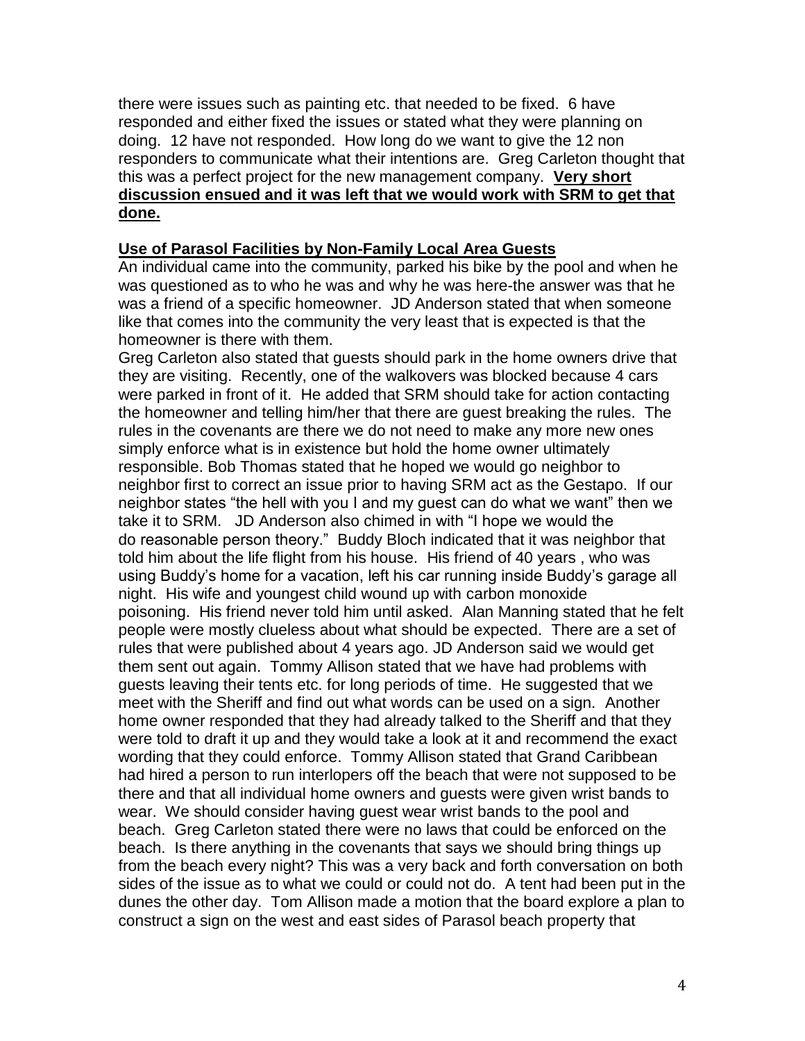there were issues such as painting etc. that needed to be fixed. 6 have responded and either fixed the issues or stated what they were planning on doing. 12 have not responded. How long do we want to give the 12 non responders to communicate what their intentions are. Greg Carleton thought that this was a perfect project for the new management company. **Very short discussion ensued and it was left that we would work with SRM to get that done.**

**Use of Parasol Facilities by Non-Family Local Area Guests**

An individual came into the community, parked his bike by the pool and when he was questioned as to who he was and why he was here-the answer was that he was a friend of a specific homeowner. JD Anderson stated that when someone like that comes into the community the very least that is expected is that the homeowner is there with them.

Greg Carleton also stated that guests should park in the home owners drive that they are visiting. Recently, one of the walkovers was blocked because 4 cars were parked in front of it. He added that SRM should take for action contacting the homeowner and telling him/her that there are guest breaking the rules. The rules in the covenants are there we do not need to make any more new ones simply enforce what is in existence but hold the home owner ultimately responsible. Bob Thomas stated that he hoped we would go neighbor to neighbor first to correct an issue prior to having SRM act as the Gestapo. If our neighbor states "the hell with you I and my guest can do what we want" then we take it to SRM. JD Anderson also chimed in with "I hope we would the do reasonable person theory." Buddy Bloch indicated that it was neighbor that told him about the life flight from his house. His friend of 40 years , who was using Buddy's home for a vacation, left his car running inside Buddy's garage all night. His wife and youngest child wound up with carbon monoxide poisoning. His friend never told him until asked. Alan Manning stated that he felt people were mostly clueless about what should be expected. There are a set of rules that were published about 4 years ago. JD Anderson said we would get them sent out again. Tommy Allison stated that we have had problems with guests leaving their tents etc. for long periods of time. He suggested that we meet with the Sheriff and find out what words can be used on a sign. Another home owner responded that they had already talked to the Sheriff and that they were told to draft it up and they would take a look at it and recommend the exact wording that they could enforce. Tommy Allison stated that Grand Caribbean had hired a person to run interlopers off the beach that were not supposed to be there and that all individual home owners and guests were given wrist bands to wear. We should consider having guest wear wrist bands to the pool and beach. Greg Carleton stated there were no laws that could be enforced on the beach. Is there anything in the covenants that says we should bring things up from the beach every night? This was a very back and forth conversation on both sides of the issue as to what we could or could not do. A tent had been put in the dunes the other day. Tom Allison made a motion that the board explore a plan to construct a sign on the west and east sides of Parasol beach property that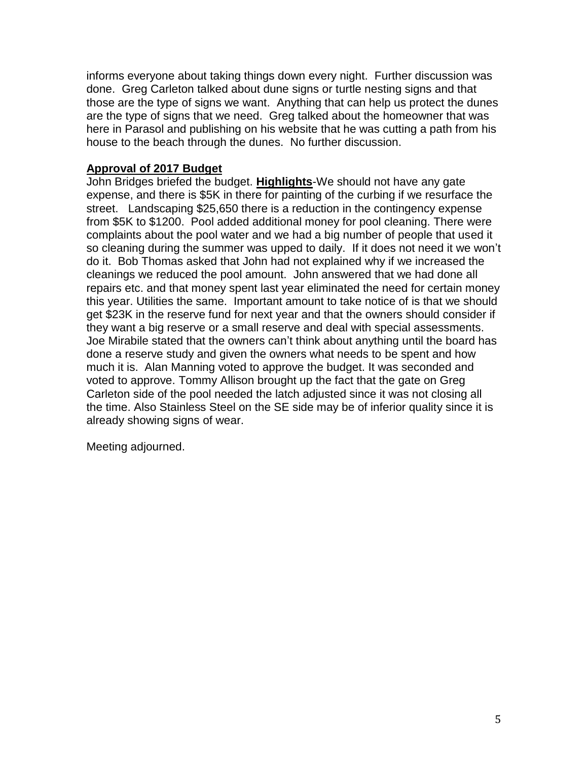informs everyone about taking things down every night. Further discussion was done. Greg Carleton talked about dune signs or turtle nesting signs and that those are the type of signs we want. Anything that can help us protect the dunes are the type of signs that we need. Greg talked about the homeowner that was here in Parasol and publishing on his website that he was cutting a path from his house to the beach through the dunes. No further discussion.

**Approval of 2017 Budget**

John Bridges briefed the budget. **Highlights**-We should not have any gate expense, and there is $5K in there for painting of the curbing if we resurface the street. Landscaping $25,650 there is a reduction in the contingency expense from $5K to $1200. Pool added additional money for pool cleaning. There were complaints about the pool water and we had a big number of people that used it so cleaning during the summer was upped to daily. If it does not need it we won't do it. Bob Thomas asked that John had not explained why if we increased the cleanings we reduced the pool amount. John answered that we had done all repairs etc. and that money spent last year eliminated the need for certain money this year. Utilities the same. Important amount to take notice of is that we should get $23K in the reserve fund for next year and that the owners should consider if they want a big reserve or a small reserve and deal with special assessments. Joe Mirabile stated that the owners can't think about anything until the board has done a reserve study and given the owners what needs to be spent and how much it is. Alan Manning voted to approve the budget. It was seconded and voted to approve. Tommy Allison brought up the fact that the gate on Greg Carleton side of the pool needed the latch adjusted since it was not closing all the time. Also Stainless Steel on the SE side may be of inferior quality since it is already showing signs of wear.

Meeting adjourned.